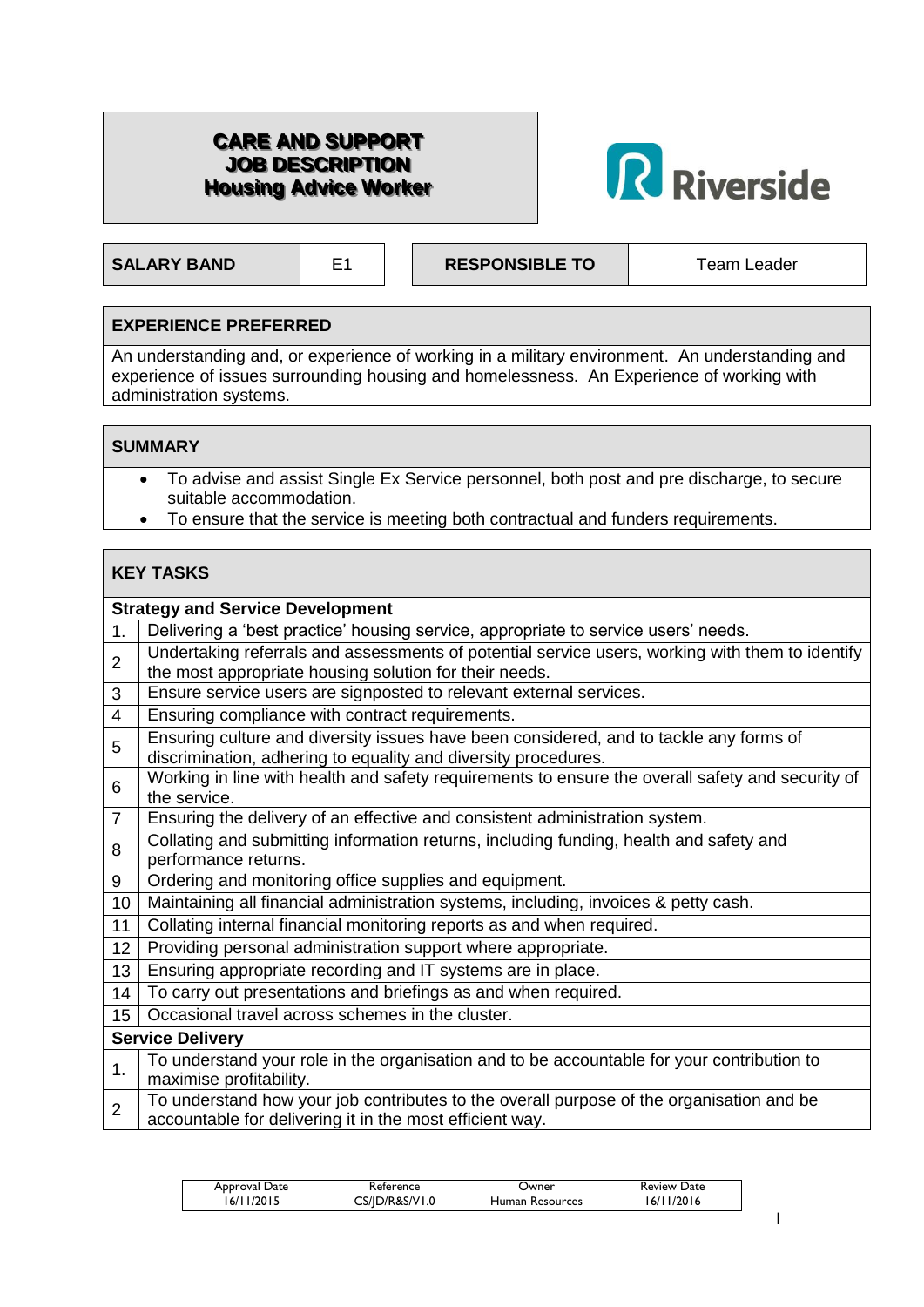# CARE AND SUPPORT JOB DESCRIPTION
## Housing Advice Worker

Riverside

| SALARY BAND | E1 | RESPONSIBLE TO | Team Leader |
|---|---|---|---|

### EXPERIENCE PREFERRED

An understanding and, or experience of working in a military environment. An understanding and experience of issues surrounding housing and homelessness. An Experience of working with administration systems.

### SUMMARY

- To advise and assist Single Ex Service personnel, both post and pre discharge, to secure suitable accommodation.
- To ensure that the service is meeting both contractual and funders requirements.

### KEY TASKS

| | **Strategy and Service Development** |
|---|---|
| 1. | Delivering a 'best practice' housing service, appropriate to service users' needs. |
| 2 | Undertaking referrals and assessments of potential service users, working with them to identify the most appropriate housing solution for their needs. |
| 3 | Ensure service users are signposted to relevant external services. |
| 4 | Ensuring compliance with contract requirements. |
| 5 | Ensuring culture and diversity issues have been considered, and to tackle any forms of discrimination, adhering to equality and diversity procedures. |
| 6 | Working in line with health and safety requirements to ensure the overall safety and security of the service. |
| 7 | Ensuring the delivery of an effective and consistent administration system. |
| 8 | Collating and submitting information returns, including funding, health and safety and performance returns. |
| 9 | Ordering and monitoring office supplies and equipment. |
| 10 | Maintaining all financial administration systems, including, invoices & petty cash. |
| 11 | Collating internal financial monitoring reports as and when required. |
| 12 | Providing personal administration support where appropriate. |
| 13 | Ensuring appropriate recording and IT systems are in place. |
| 14 | To carry out presentations and briefings as and when required. |
| 15 | Occasional travel across schemes in the cluster. |
| | **Service Delivery** |
| 1. | To understand your role in the organisation and to be accountable for your contribution to maximise profitability. |
| 2 | To understand how your job contributes to the overall purpose of the organisation and be accountable for delivering it in the most efficient way. |

| Approval Date | Reference | Owner | Review Date |
|---|---|---|---|
| 16/11/2015 | CS/JD/R&S/V1.0 | Human Resources | 16/11/2016 |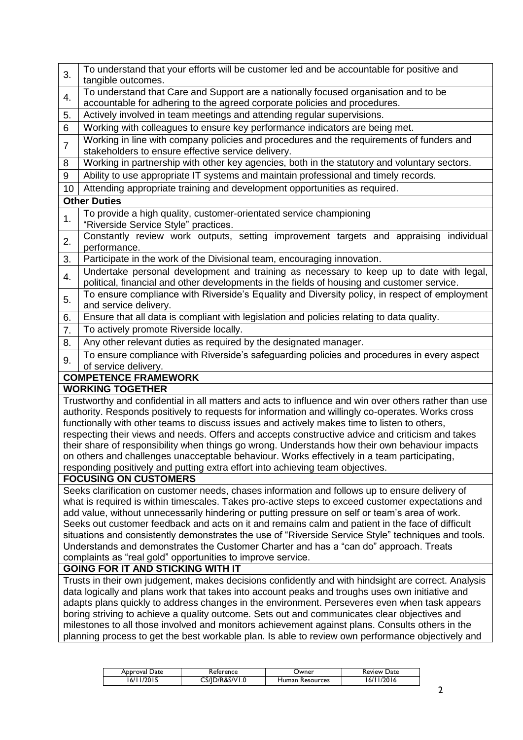| | |
|---|---|
| 3. | To understand that your efforts will be customer led and be accountable for positive and tangible outcomes. |
| 4. | To understand that Care and Support are a nationally focused organisation and to be accountable for adhering to the agreed corporate policies and procedures. |
| 5. | Actively involved in team meetings and attending regular supervisions. |
| 6 | Working with colleagues to ensure key performance indicators are being met. |
| 7 | Working in line with company policies and procedures and the requirements of funders and stakeholders to ensure effective service delivery. |
| 8 | Working in partnership with other key agencies, both in the statutory and voluntary sectors. |
| 9 | Ability to use appropriate IT systems and maintain professional and timely records. |
| 10 | Attending appropriate training and development opportunities as required. |
| | **Other Duties** |
| 1. | To provide a high quality, customer-orientated service championing "Riverside Service Style" practices. |
| 2. | Constantly review work outputs, setting improvement targets and appraising individual performance. |
| 3. | Participate in the work of the Divisional team, encouraging innovation. |
| 4. | Undertake personal development and training as necessary to keep up to date with legal, political, financial and other developments in the fields of housing and customer service. |
| 5. | To ensure compliance with Riverside's Equality and Diversity policy, in respect of employment and service delivery. |
| 6. | Ensure that all data is compliant with legislation and policies relating to data quality. |
| 7. | To actively promote Riverside locally. |
| 8. | Any other relevant duties as required by the designated manager. |
| 9. | To ensure compliance with Riverside's safeguarding policies and procedures in every aspect of service delivery. |

**COMPETENCE FRAMEWORK**

**WORKING TOGETHER**

Trustworthy and confidential in all matters and acts to influence and win over others rather than use authority. Responds positively to requests for information and willingly co-operates. Works cross functionally with other teams to discuss issues and actively makes time to listen to others, respecting their views and needs. Offers and accepts constructive advice and criticism and takes their share of responsibility when things go wrong. Understands how their own behaviour impacts on others and challenges unacceptable behaviour. Works effectively in a team participating, responding positively and putting extra effort into achieving team objectives.

**FOCUSING ON CUSTOMERS**

Seeks clarification on customer needs, chases information and follows up to ensure delivery of what is required is within timescales. Takes pro-active steps to exceed customer expectations and add value, without unnecessarily hindering or putting pressure on self or team's area of work. Seeks out customer feedback and acts on it and remains calm and patient in the face of difficult situations and consistently demonstrates the use of "Riverside Service Style" techniques and tools. Understands and demonstrates the Customer Charter and has a "can do" approach. Treats complaints as "real gold" opportunities to improve service.

**GOING FOR IT AND STICKING WITH IT**

Trusts in their own judgement, makes decisions confidently and with hindsight are correct. Analysis data logically and plans work that takes into account peaks and troughs uses own initiative and adapts plans quickly to address changes in the environment. Perseveres even when task appears boring striving to achieve a quality outcome. Sets out and communicates clear objectives and milestones to all those involved and monitors achievement against plans. Consults others in the planning process to get the best workable plan. Is able to review own performance objectively and

| Approval Date | Reference | Owner | Review Date |
|---|---|---|---|
| 16/11/2015 | CS/JD/R&S/V1.0 | Human Resources | 16/11/2016 |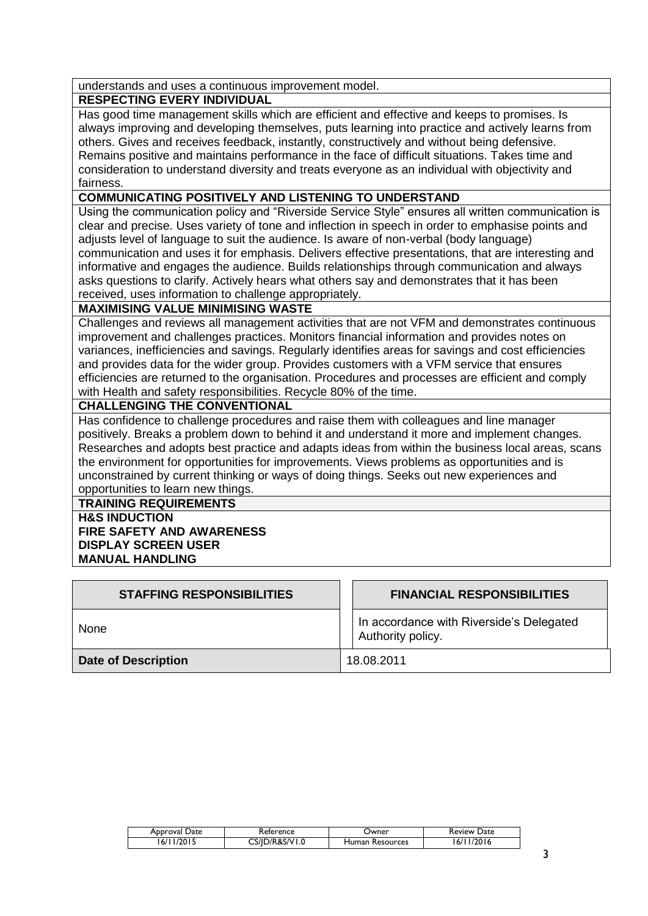understands and uses a continuous improvement model.

**RESPECTING EVERY INDIVIDUAL**

Has good time management skills which are efficient and effective and keeps to promises. Is always improving and developing themselves, puts learning into practice and actively learns from others. Gives and receives feedback, instantly, constructively and without being defensive. Remains positive and maintains performance in the face of difficult situations. Takes time and consideration to understand diversity and treats everyone as an individual with objectivity and fairness.

**COMMUNICATING POSITIVELY AND LISTENING TO UNDERSTAND**

Using the communication policy and "Riverside Service Style" ensures all written communication is clear and precise. Uses variety of tone and inflection in speech in order to emphasise points and adjusts level of language to suit the audience. Is aware of non-verbal (body language) communication and uses it for emphasis. Delivers effective presentations, that are interesting and informative and engages the audience. Builds relationships through communication and always asks questions to clarify. Actively hears what others say and demonstrates that it has been received, uses information to challenge appropriately.

**MAXIMISING VALUE MINIMISING WASTE**

Challenges and reviews all management activities that are not VFM and demonstrates continuous improvement and challenges practices. Monitors financial information and provides notes on variances, inefficiencies and savings. Regularly identifies areas for savings and cost efficiencies and provides data for the wider group. Provides customers with a VFM service that ensures efficiencies are returned to the organisation. Procedures and processes are efficient and comply with Health and safety responsibilities. Recycle 80% of the time.

**CHALLENGING THE CONVENTIONAL**

Has confidence to challenge procedures and raise them with colleagues and line manager positively. Breaks a problem down to behind it and understand it more and implement changes. Researches and adopts best practice and adapts ideas from within the business local areas, scans the environment for opportunities for improvements. Views problems as opportunities and is unconstrained by current thinking or ways of doing things. Seeks out new experiences and opportunities to learn new things.

**TRAINING REQUIREMENTS**

**H&S INDUCTION**
**FIRE SAFETY AND AWARENESS**
**DISPLAY SCREEN USER**
**MANUAL HANDLING**

| STAFFING RESPONSIBILITIES | FINANCIAL RESPONSIBILITIES |
|---|---|
| None | In accordance with Riverside's Delegated Authority policy. |
| **Date of Description** | 18.08.2011 |

| Approval Date | Reference | Owner | Review Date |
|---|---|---|---|
| 16/11/2015 | CS/JD/R&S/V1.0 | Human Resources | 16/11/2016 |